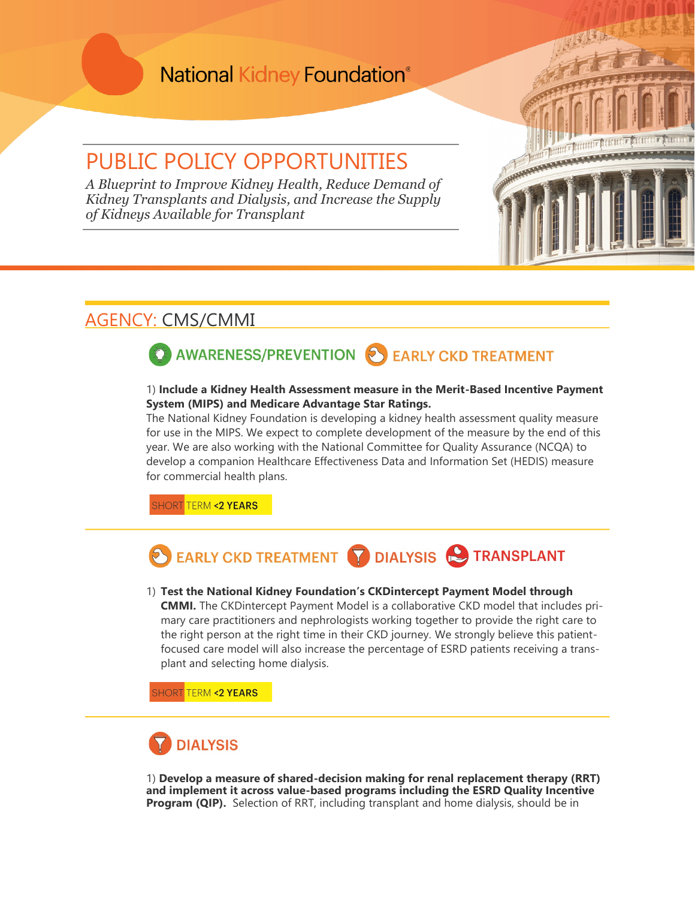National Kidney Foundation®

# PUBLIC POLICY OPPORTUNITIES

*A Blueprint to Improve Kidney Health, Reduce Demand of Kidney Transplants and Dialysis, and Increase the Supply of Kidneys Available for Transplant*

## AGENCY: CMS/CMMI

### AWARENESS/PREVENTION | EARLY CKD TREATMENT

1) **Include a Kidney Health Assessment measure in the Merit-Based Incentive Payment System (MIPS) and Medicare Advantage Star Ratings.**
The National Kidney Foundation is developing a kidney health assessment quality measure for use in the MIPS. We expect to complete development of the measure by the end of this year. We are also working with the National Committee for Quality Assurance (NCQA) to develop a companion Healthcare Effectiveness Data and Information Set (HEDIS) measure for commercial health plans.

SHORT TERM **<2 YEARS**

### EARLY CKD TREATMENT | DIALYSIS | TRANSPLANT

1) **Test the National Kidney Foundation's CKDintercept Payment Model through CMMI.** The CKDintercept Payment Model is a collaborative CKD model that includes primary care practitioners and nephrologists working together to provide the right care to the right person at the right time in their CKD journey. We strongly believe this patient-focused care model will also increase the percentage of ESRD patients receiving a transplant and selecting home dialysis.

SHORT TERM **<2 YEARS**

### DIALYSIS

1) **Develop a measure of shared-decision making for renal replacement therapy (RRT) and implement it across value-based programs including the ESRD Quality Incentive Program (QIP).** Selection of RRT, including transplant and home dialysis, should be in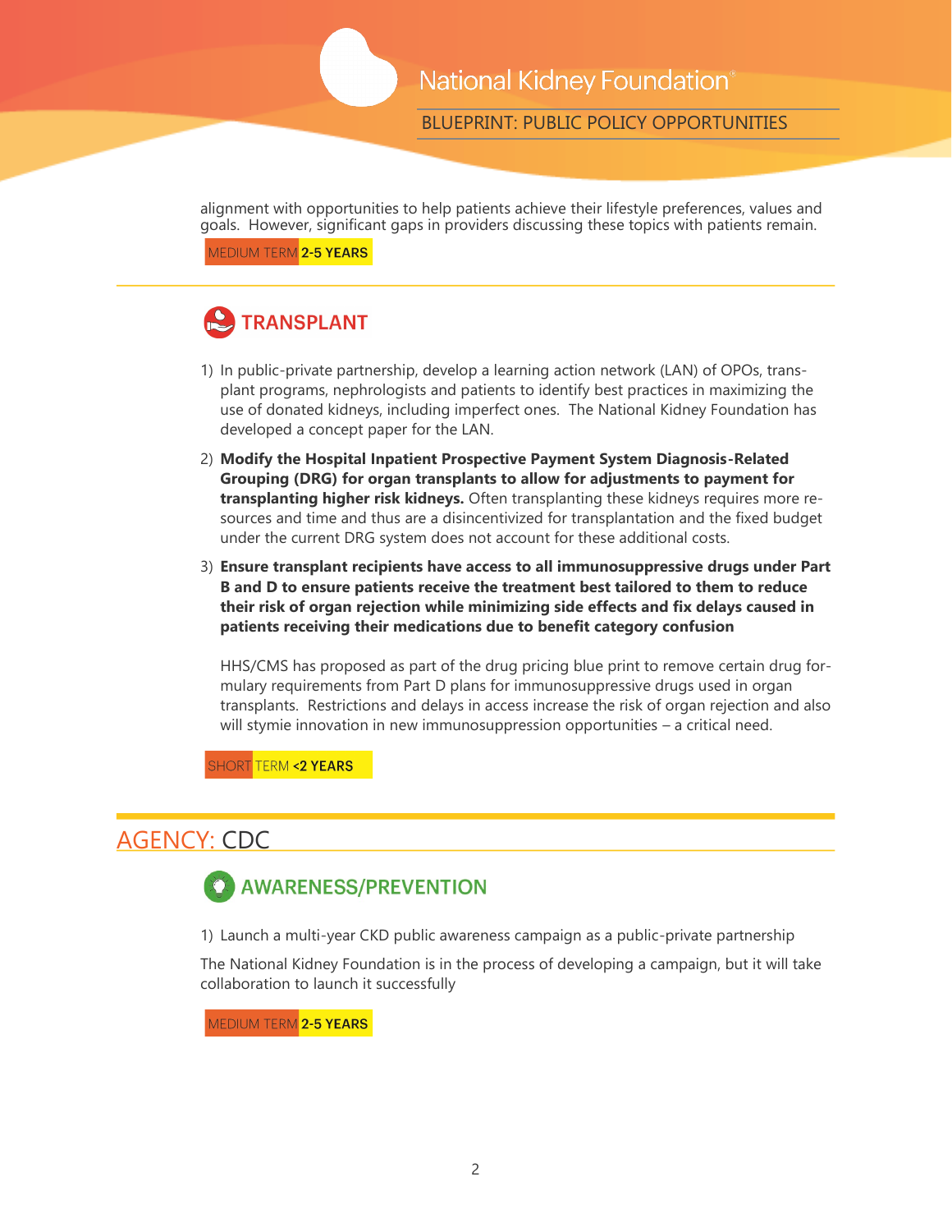alignment with opportunities to help patients achieve their lifestyle preferences, values and goals. However, significant gaps in providers discussing these topics with patients remain.

MEDIUM TERM **2-5 YEARS**

## TRANSPLANT

1) In public-private partnership, develop a learning action network (LAN) of OPOs, transplant programs, nephrologists and patients to identify best practices in maximizing the use of donated kidneys, including imperfect ones. The National Kidney Foundation has developed a concept paper for the LAN.

2) **Modify the Hospital Inpatient Prospective Payment System Diagnosis-Related Grouping (DRG) for organ transplants to allow for adjustments to payment for transplanting higher risk kidneys.** Often transplanting these kidneys requires more resources and time and thus are a disincentivized for transplantation and the fixed budget under the current DRG system does not account for these additional costs.

3) **Ensure transplant recipients have access to all immunosuppressive drugs under Part B and D to ensure patients receive the treatment best tailored to them to reduce their risk of organ rejection while minimizing side effects and fix delays caused in patients receiving their medications due to benefit category confusion**

   HHS/CMS has proposed as part of the drug pricing blue print to remove certain drug formulary requirements from Part D plans for immunosuppressive drugs used in organ transplants. Restrictions and delays in access increase the risk of organ rejection and also will stymie innovation in new immunosuppression opportunities – a critical need.

SHORT TERM **<2 YEARS**

# AGENCY: CDC

## AWARENESS/PREVENTION

1) Launch a multi-year CKD public awareness campaign as a public-private partnership

The National Kidney Foundation is in the process of developing a campaign, but it will take collaboration to launch it successfully

MEDIUM TERM **2-5 YEARS**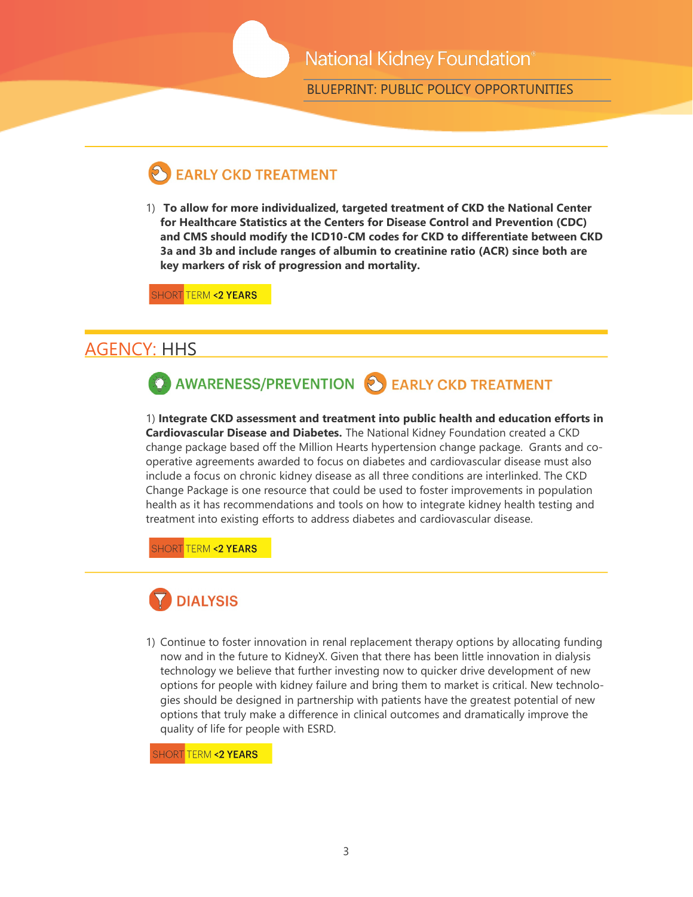### EARLY CKD TREATMENT

1) **To allow for more individualized, targeted treatment of CKD the National Center for Healthcare Statistics at the Centers for Disease Control and Prevention (CDC) and CMS should modify the ICD10-CM codes for CKD to differentiate between CKD 3a and 3b and include ranges of albumin to creatinine ratio (ACR) since both are key markers of risk of progression and mortality.**

SHORT TERM **<2 YEARS**

## AGENCY: HHS

### AWARENESS/PREVENTION EARLY CKD TREATMENT

1) **Integrate CKD assessment and treatment into public health and education efforts in Cardiovascular Disease and Diabetes.** The National Kidney Foundation created a CKD change package based off the Million Hearts hypertension change package. Grants and co-operative agreements awarded to focus on diabetes and cardiovascular disease must also include a focus on chronic kidney disease as all three conditions are interlinked. The CKD Change Package is one resource that could be used to foster improvements in population health as it has recommendations and tools on how to integrate kidney health testing and treatment into existing efforts to address diabetes and cardiovascular disease.

SHORT TERM **<2 YEARS**

### DIALYSIS

1) Continue to foster innovation in renal replacement therapy options by allocating funding now and in the future to KidneyX. Given that there has been little innovation in dialysis technology we believe that further investing now to quicker drive development of new options for people with kidney failure and bring them to market is critical. New technologies should be designed in partnership with patients have the greatest potential of new options that truly make a difference in clinical outcomes and dramatically improve the quality of life for people with ESRD.

SHORT TERM **<2 YEARS**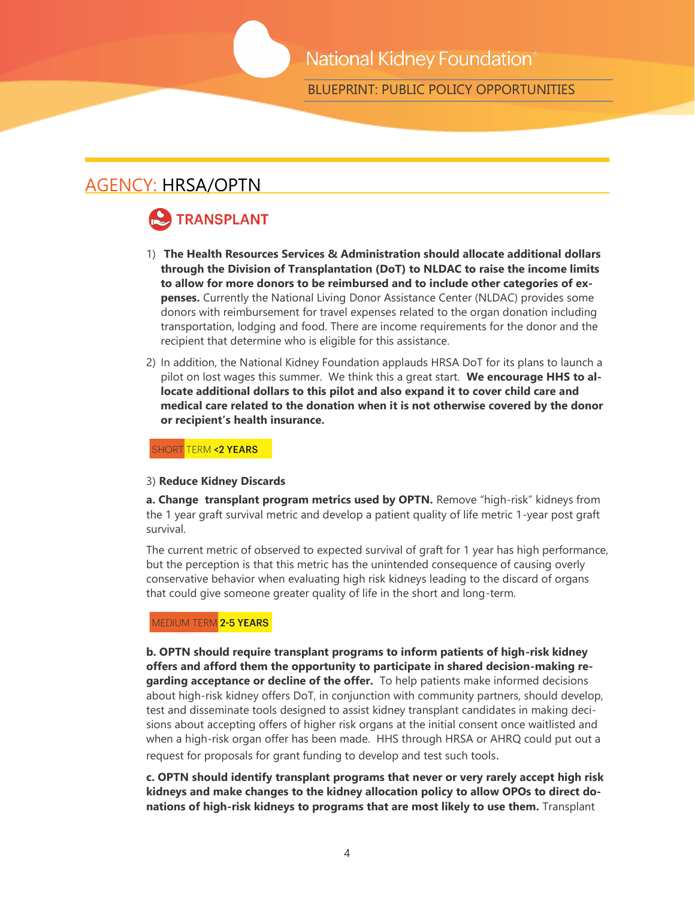## AGENCY: HRSA/OPTN

### TRANSPLANT

1) **The Health Resources Services & Administration should allocate additional dollars through the Division of Transplantation (DoT) to NLDAC to raise the income limits to allow for more donors to be reimbursed and to include other categories of expenses.** Currently the National Living Donor Assistance Center (NLDAC) provides some donors with reimbursement for travel expenses related to the organ donation including transportation, lodging and food. There are income requirements for the donor and the recipient that determine who is eligible for this assistance.

2) In addition, the National Kidney Foundation applauds HRSA DoT for its plans to launch a pilot on lost wages this summer. We think this a great start. **We encourage HHS to allocate additional dollars to this pilot and also expand it to cover child care and medical care related to the donation when it is not otherwise covered by the donor or recipient's health insurance.**

SHORT TERM **<2 YEARS**

3) **Reduce Kidney Discards**

**a. Change transplant program metrics used by OPTN.** Remove "high-risk" kidneys from the 1 year graft survival metric and develop a patient quality of life metric 1-year post graft survival.

The current metric of observed to expected survival of graft for 1 year has high performance, but the perception is that this metric has the unintended consequence of causing overly conservative behavior when evaluating high risk kidneys leading to the discard of organs that could give someone greater quality of life in the short and long-term.

MEDIUM TERM **2-5 YEARS**

**b. OPTN should require transplant programs to inform patients of high-risk kidney offers and afford them the opportunity to participate in shared decision-making regarding acceptance or decline of the offer.** To help patients make informed decisions about high-risk kidney offers DoT, in conjunction with community partners, should develop, test and disseminate tools designed to assist kidney transplant candidates in making decisions about accepting offers of higher risk organs at the initial consent once waitlisted and when a high-risk organ offer has been made. HHS through HRSA or AHRQ could put out a request for proposals for grant funding to develop and test such tools.

**c. OPTN should identify transplant programs that never or very rarely accept high risk kidneys and make changes to the kidney allocation policy to allow OPOs to direct donations of high-risk kidneys to programs that are most likely to use them.** Transplant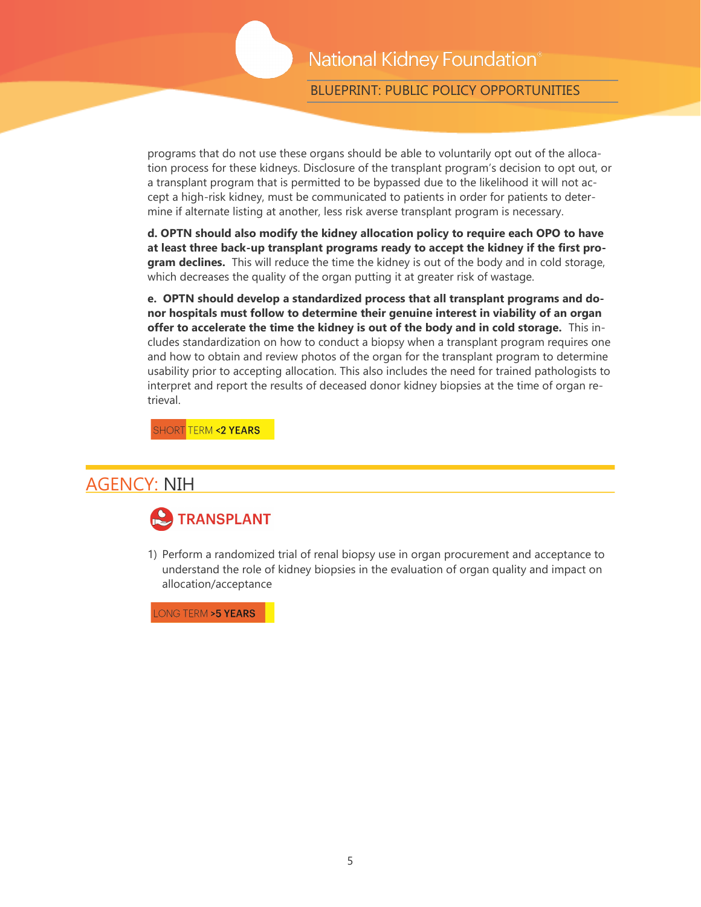programs that do not use these organs should be able to voluntarily opt out of the allocation process for these kidneys. Disclosure of the transplant program's decision to opt out, or a transplant program that is permitted to be bypassed due to the likelihood it will not accept a high-risk kidney, must be communicated to patients in order for patients to determine if alternate listing at another, less risk averse transplant program is necessary.

**d. OPTN should also modify the kidney allocation policy to require each OPO to have at least three back-up transplant programs ready to accept the kidney if the first program declines.** This will reduce the time the kidney is out of the body and in cold storage, which decreases the quality of the organ putting it at greater risk of wastage.

**e. OPTN should develop a standardized process that all transplant programs and donor hospitals must follow to determine their genuine interest in viability of an organ offer to accelerate the time the kidney is out of the body and in cold storage.** This includes standardization on how to conduct a biopsy when a transplant program requires one and how to obtain and review photos of the organ for the transplant program to determine usability prior to accepting allocation. This also includes the need for trained pathologists to interpret and report the results of deceased donor kidney biopsies at the time of organ retrieval.

SHORT TERM **<2 YEARS**

## AGENCY: NIH

### TRANSPLANT

1) Perform a randomized trial of renal biopsy use in organ procurement and acceptance to understand the role of kidney biopsies in the evaluation of organ quality and impact on allocation/acceptance

LONG TERM **>5 YEARS**